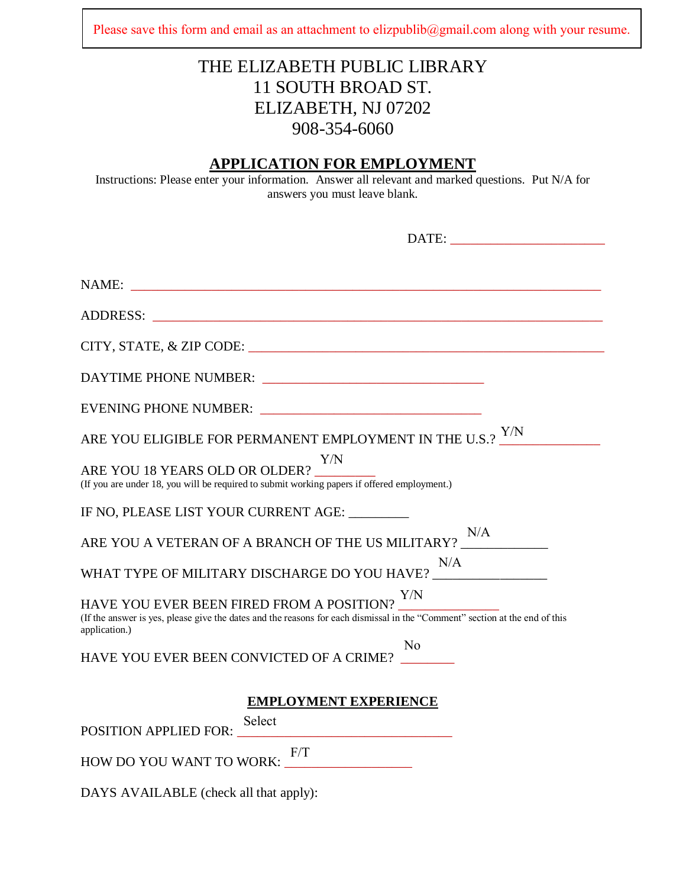Please save this form and email as an attachment to elizpublib@gmail.com along with your resume.

# THE ELIZABETH PUBLIC LIBRARY
11 SOUTH BROAD ST.
ELIZABETH, NJ 07202
908-354-6060

## APPLICATION FOR EMPLOYMENT

Instructions: Please enter your information. Answer all relevant and marked questions. Put N/A for answers you must leave blank.

DATE: ______________________

NAME: ______________________________________________________________________

ADDRESS: ___________________________________________________________________

CITY, STATE, & ZIP CODE: ____________________________________________________

DAYTIME PHONE NUMBER: _________________________________

EVENING PHONE NUMBER: _________________________________

ARE YOU ELIGIBLE FOR PERMANENT EMPLOYMENT IN THE U.S.? Y/N

ARE YOU 18 YEARS OLD OR OLDER? Y/N
(If you are under 18, you will be required to submit working papers if offered employment.)

IF NO, PLEASE LIST YOUR CURRENT AGE: _________

ARE YOU A VETERAN OF A BRANCH OF THE US MILITARY? N/A

WHAT TYPE OF MILITARY DISCHARGE DO YOU HAVE? N/A

HAVE YOU EVER BEEN FIRED FROM A POSITION? Y/N
(If the answer is yes, please give the dates and the reasons for each dismissal in the "Comment" section at the end of this application.)

HAVE YOU EVER BEEN CONVICTED OF A CRIME? No

## EMPLOYMENT EXPERIENCE

POSITION APPLIED FOR: Select

HOW DO YOU WANT TO WORK: F/T

DAYS AVAILABLE (check all that apply):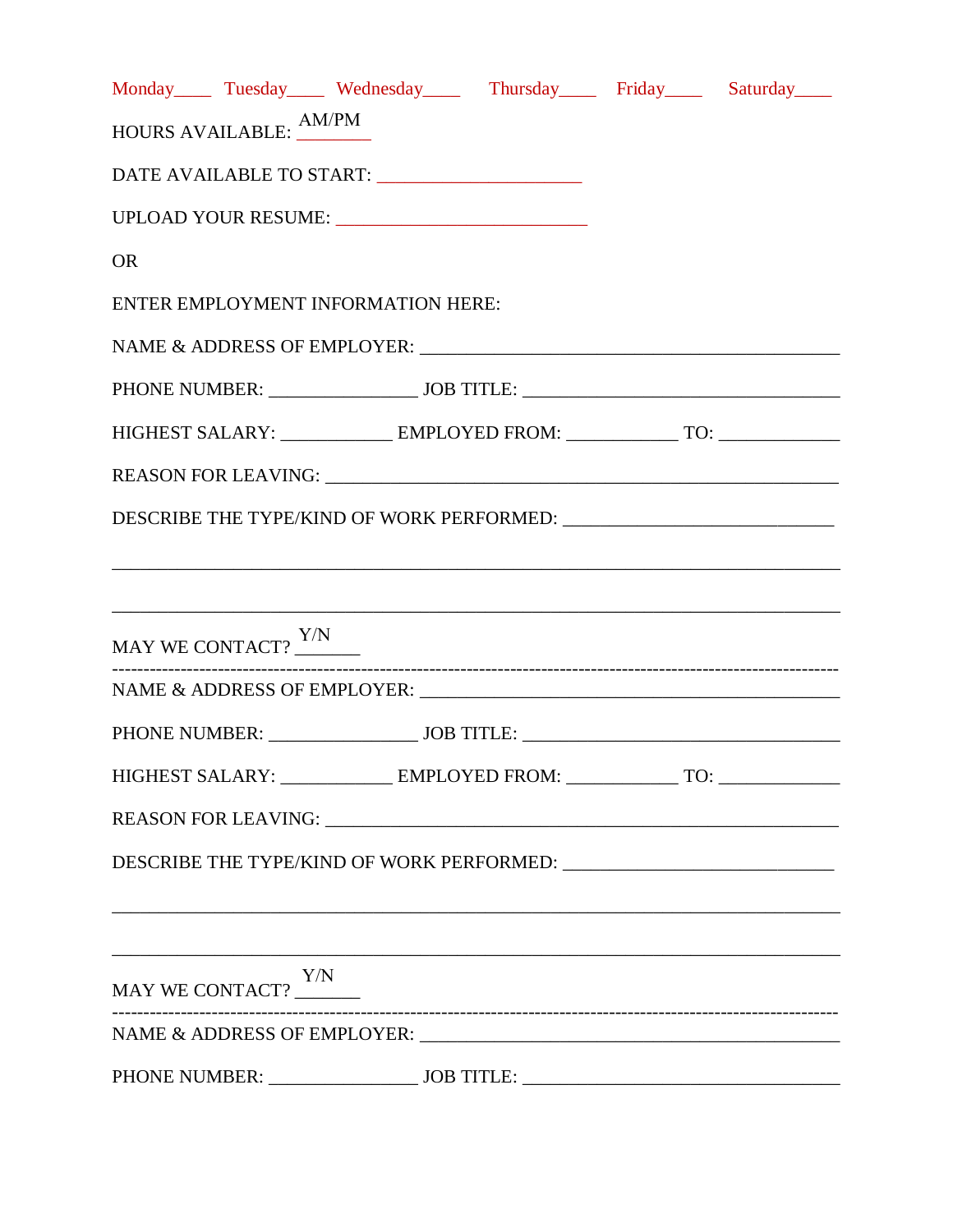Monday____ Tuesday____ Wednesday____ Thursday____ Friday____ Saturday____

HOURS AVAILABLE: AM/PM ________

DATE AVAILABLE TO START: ______________________

UPLOAD YOUR RESUME: ___________________________

OR

ENTER EMPLOYMENT INFORMATION HERE:

NAME & ADDRESS OF EMPLOYER: _____________________________________________

PHONE NUMBER: ________________ JOB TITLE: __________________________________

HIGHEST SALARY: ____________ EMPLOYED FROM: ____________ TO: _____________

REASON FOR LEAVING: ______________________________________________________

DESCRIBE THE TYPE/KIND OF WORK PERFORMED: _____________________________

_______________________________________________________________________________

_______________________________________________________________________________

MAY WE CONTACT? Y/N _______

---

NAME & ADDRESS OF EMPLOYER: _____________________________________________

PHONE NUMBER: ________________ JOB TITLE: __________________________________

HIGHEST SALARY: ____________ EMPLOYED FROM: ____________ TO: _____________

REASON FOR LEAVING: ______________________________________________________

DESCRIBE THE TYPE/KIND OF WORK PERFORMED: _____________________________

_______________________________________________________________________________

_______________________________________________________________________________

MAY WE CONTACT? Y/N _______

---

NAME & ADDRESS OF EMPLOYER: _____________________________________________

PHONE NUMBER: ________________ JOB TITLE: __________________________________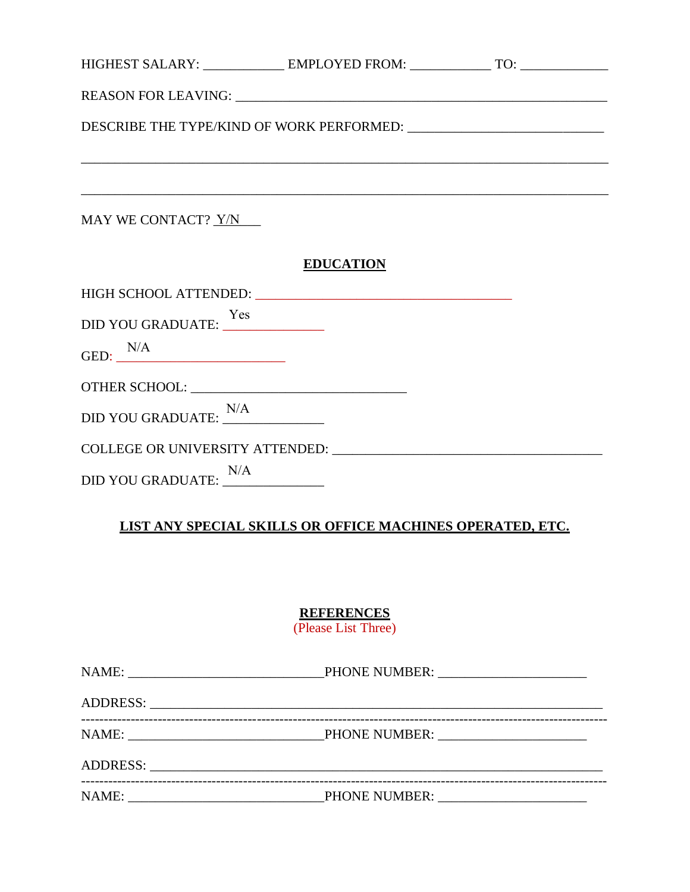HIGHEST SALARY: ____________ EMPLOYED FROM: ____________ TO: _____________

REASON FOR LEAVING: ________________________________________________________

DESCRIBE THE TYPE/KIND OF WORK PERFORMED: ____________________________

_____________________________________________________________________________

_____________________________________________________________________________

MAY WE CONTACT? Y/N___

## EDUCATION

HIGH SCHOOL ATTENDED: _______________________________________

DID YOU GRADUATE: Yes

GED: N/A

OTHER SCHOOL: ________________________________

DID YOU GRADUATE: N/A

COLLEGE OR UNIVERSITY ATTENDED: ________________________________________

DID YOU GRADUATE: N/A

## LIST ANY SPECIAL SKILLS OR OFFICE MACHINES OPERATED, ETC.

## REFERENCES

(Please List Three)

NAME: _____________________________ PHONE NUMBER: ______________________

ADDRESS: _____________________________________________________________________

---

NAME: _____________________________ PHONE NUMBER: ______________________

ADDRESS: _____________________________________________________________________

---

NAME: _____________________________ PHONE NUMBER: ______________________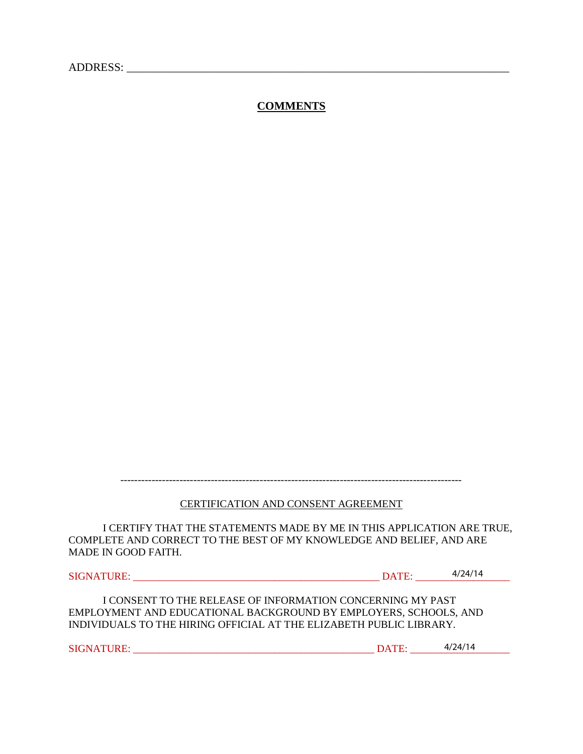ADDRESS: ______________________________________________________________________

**COMMENTS**

---

CERTIFICATION AND CONSENT AGREEMENT

I CERTIFY THAT THE STATEMENTS MADE BY ME IN THIS APPLICATION ARE TRUE, COMPLETE AND CORRECT TO THE BEST OF MY KNOWLEDGE AND BELIEF, AND ARE MADE IN GOOD FAITH.

SIGNATURE: _____________________________________________ DATE: 4/24/14

I CONSENT TO THE RELEASE OF INFORMATION CONCERNING MY PAST EMPLOYMENT AND EDUCATIONAL BACKGROUND BY EMPLOYERS, SCHOOLS, AND INDIVIDUALS TO THE HIRING OFFICIAL AT THE ELIZABETH PUBLIC LIBRARY.

SIGNATURE: _____________________________________________ DATE: 4/24/14